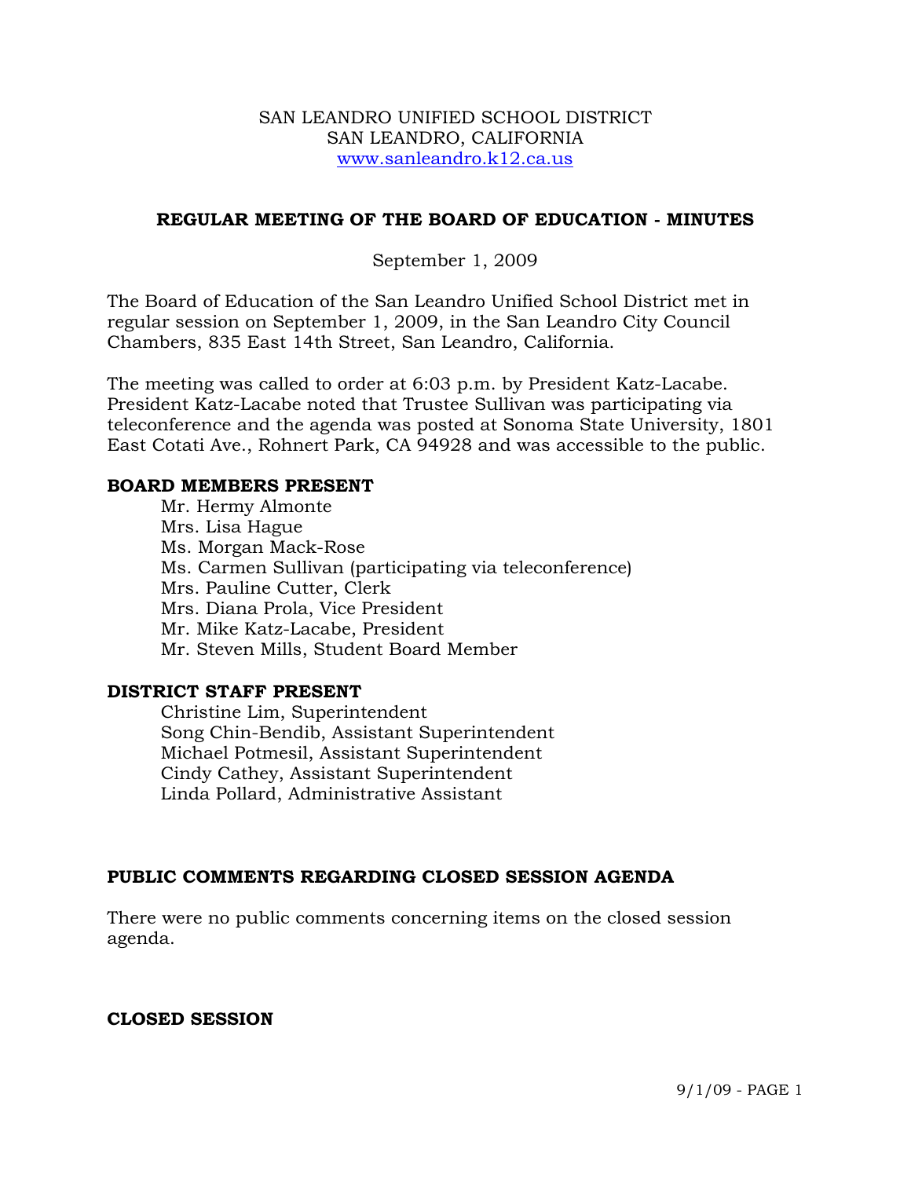SAN LEANDRO UNIFIED SCHOOL DISTRICT
SAN LEANDRO, CALIFORNIA
www.sanleandro.k12.ca.us

## REGULAR MEETING OF THE BOARD OF EDUCATION - MINUTES

September 1, 2009

The Board of Education of the San Leandro Unified School District met in regular session on September 1, 2009, in the San Leandro City Council Chambers, 835 East 14th Street, San Leandro, California.

The meeting was called to order at 6:03 p.m. by President Katz-Lacabe. President Katz-Lacabe noted that Trustee Sullivan was participating via teleconference and the agenda was posted at Sonoma State University, 1801 East Cotati Ave., Rohnert Park, CA 94928 and was accessible to the public.

### BOARD MEMBERS PRESENT

- Mr. Hermy Almonte
- Mrs. Lisa Hague
- Ms. Morgan Mack-Rose
- Ms. Carmen Sullivan (participating via teleconference)
- Mrs. Pauline Cutter, Clerk
- Mrs. Diana Prola, Vice President
- Mr. Mike Katz-Lacabe, President
- Mr. Steven Mills, Student Board Member

### DISTRICT STAFF PRESENT

- Christine Lim, Superintendent
- Song Chin-Bendib, Assistant Superintendent
- Michael Potmesil, Assistant Superintendent
- Cindy Cathey, Assistant Superintendent
- Linda Pollard, Administrative Assistant

### PUBLIC COMMENTS REGARDING CLOSED SESSION AGENDA

There were no public comments concerning items on the closed session agenda.

### CLOSED SESSION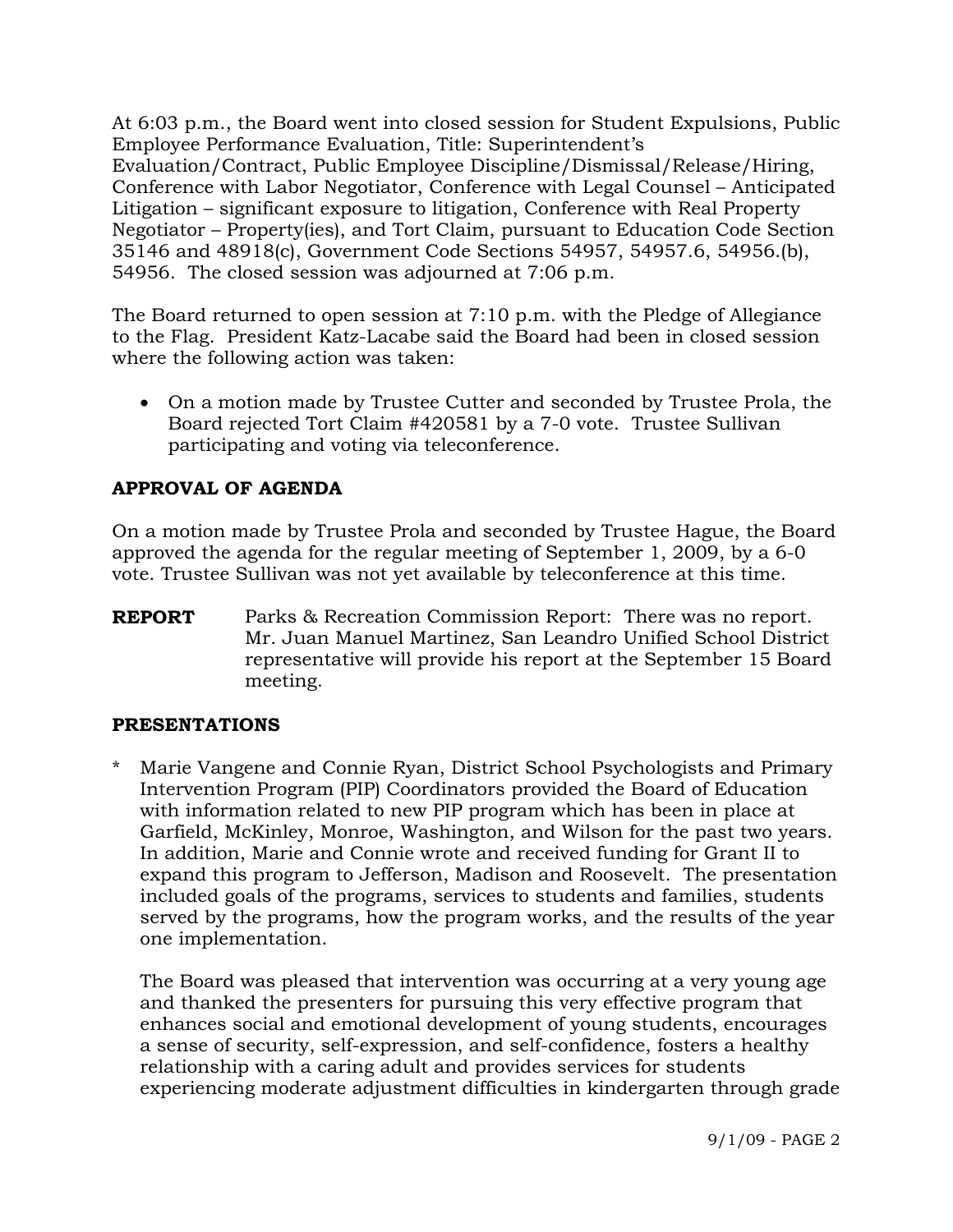At 6:03 p.m., the Board went into closed session for Student Expulsions, Public Employee Performance Evaluation, Title: Superintendent's Evaluation/Contract, Public Employee Discipline/Dismissal/Release/Hiring, Conference with Labor Negotiator, Conference with Legal Counsel – Anticipated Litigation – significant exposure to litigation, Conference with Real Property Negotiator – Property(ies), and Tort Claim, pursuant to Education Code Section 35146 and 48918(c), Government Code Sections 54957, 54957.6, 54956.(b), 54956. The closed session was adjourned at 7:06 p.m.

The Board returned to open session at 7:10 p.m. with the Pledge of Allegiance to the Flag. President Katz-Lacabe said the Board had been in closed session where the following action was taken:

- On a motion made by Trustee Cutter and seconded by Trustee Prola, the Board rejected Tort Claim #420581 by a 7-0 vote. Trustee Sullivan participating and voting via teleconference.

## APPROVAL OF AGENDA

On a motion made by Trustee Prola and seconded by Trustee Hague, the Board approved the agenda for the regular meeting of September 1, 2009, by a 6-0 vote. Trustee Sullivan was not yet available by teleconference at this time.

**REPORT** Parks & Recreation Commission Report: There was no report. Mr. Juan Manuel Martinez, San Leandro Unified School District representative will provide his report at the September 15 Board meeting.

## PRESENTATIONS

* Marie Vangene and Connie Ryan, District School Psychologists and Primary Intervention Program (PIP) Coordinators provided the Board of Education with information related to new PIP program which has been in place at Garfield, McKinley, Monroe, Washington, and Wilson for the past two years. In addition, Marie and Connie wrote and received funding for Grant II to expand this program to Jefferson, Madison and Roosevelt. The presentation included goals of the programs, services to students and families, students served by the programs, how the program works, and the results of the year one implementation.

  The Board was pleased that intervention was occurring at a very young age and thanked the presenters for pursuing this very effective program that enhances social and emotional development of young students, encourages a sense of security, self-expression, and self-confidence, fosters a healthy relationship with a caring adult and provides services for students experiencing moderate adjustment difficulties in kindergarten through grade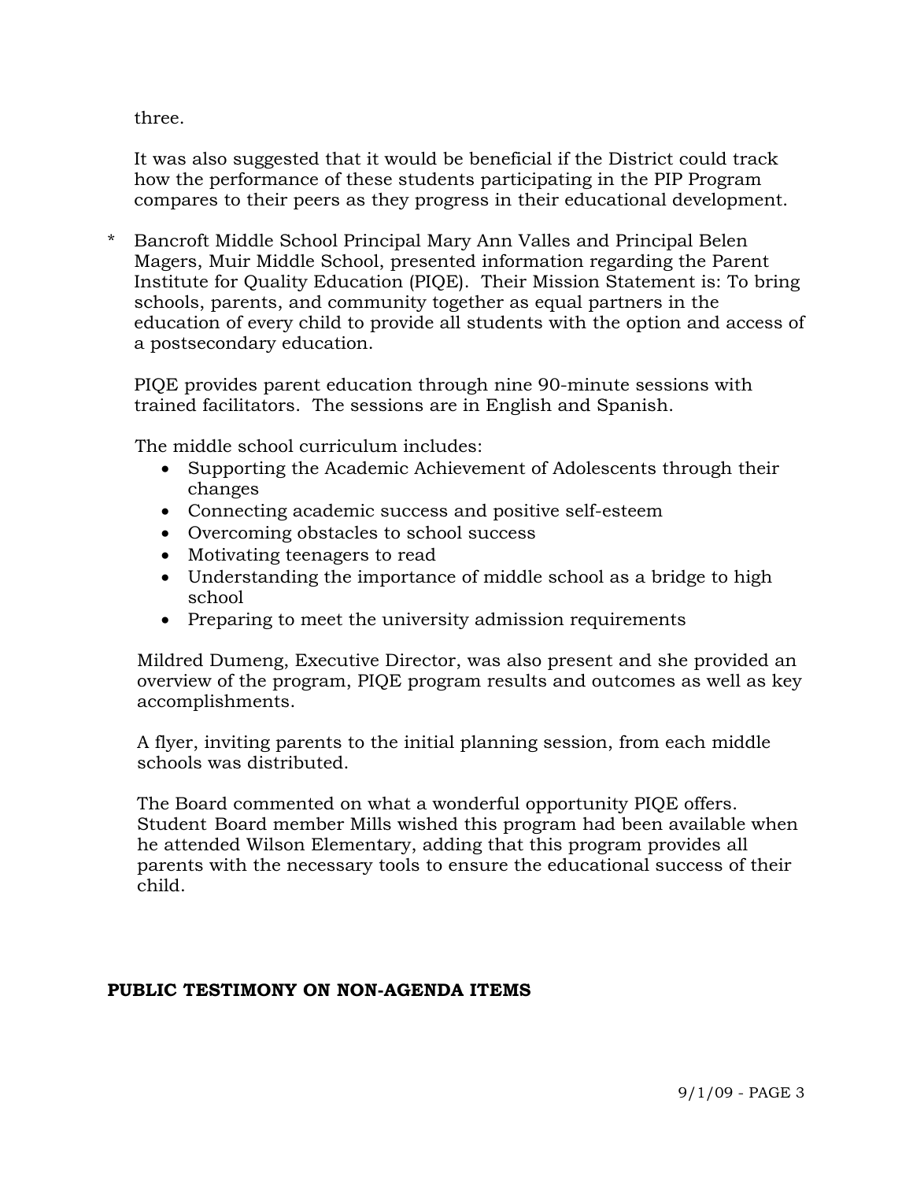three.

It was also suggested that it would be beneficial if the District could track how the performance of these students participating in the PIP Program compares to their peers as they progress in their educational development.

* Bancroft Middle School Principal Mary Ann Valles and Principal Belen Magers, Muir Middle School, presented information regarding the Parent Institute for Quality Education (PIQE). Their Mission Statement is: To bring schools, parents, and community together as equal partners in the education of every child to provide all students with the option and access of a postsecondary education.

  PIQE provides parent education through nine 90-minute sessions with trained facilitators. The sessions are in English and Spanish.

  The middle school curriculum includes:

  - Supporting the Academic Achievement of Adolescents through their changes
  - Connecting academic success and positive self-esteem
  - Overcoming obstacles to school success
  - Motivating teenagers to read
  - Understanding the importance of middle school as a bridge to high school
  - Preparing to meet the university admission requirements

  Mildred Dumeng, Executive Director, was also present and she provided an overview of the program, PIQE program results and outcomes as well as key accomplishments.

  A flyer, inviting parents to the initial planning session, from each middle schools was distributed.

  The Board commented on what a wonderful opportunity PIQE offers. Student Board member Mills wished this program had been available when he attended Wilson Elementary, adding that this program provides all parents with the necessary tools to ensure the educational success of their child.

**PUBLIC TESTIMONY ON NON-AGENDA ITEMS**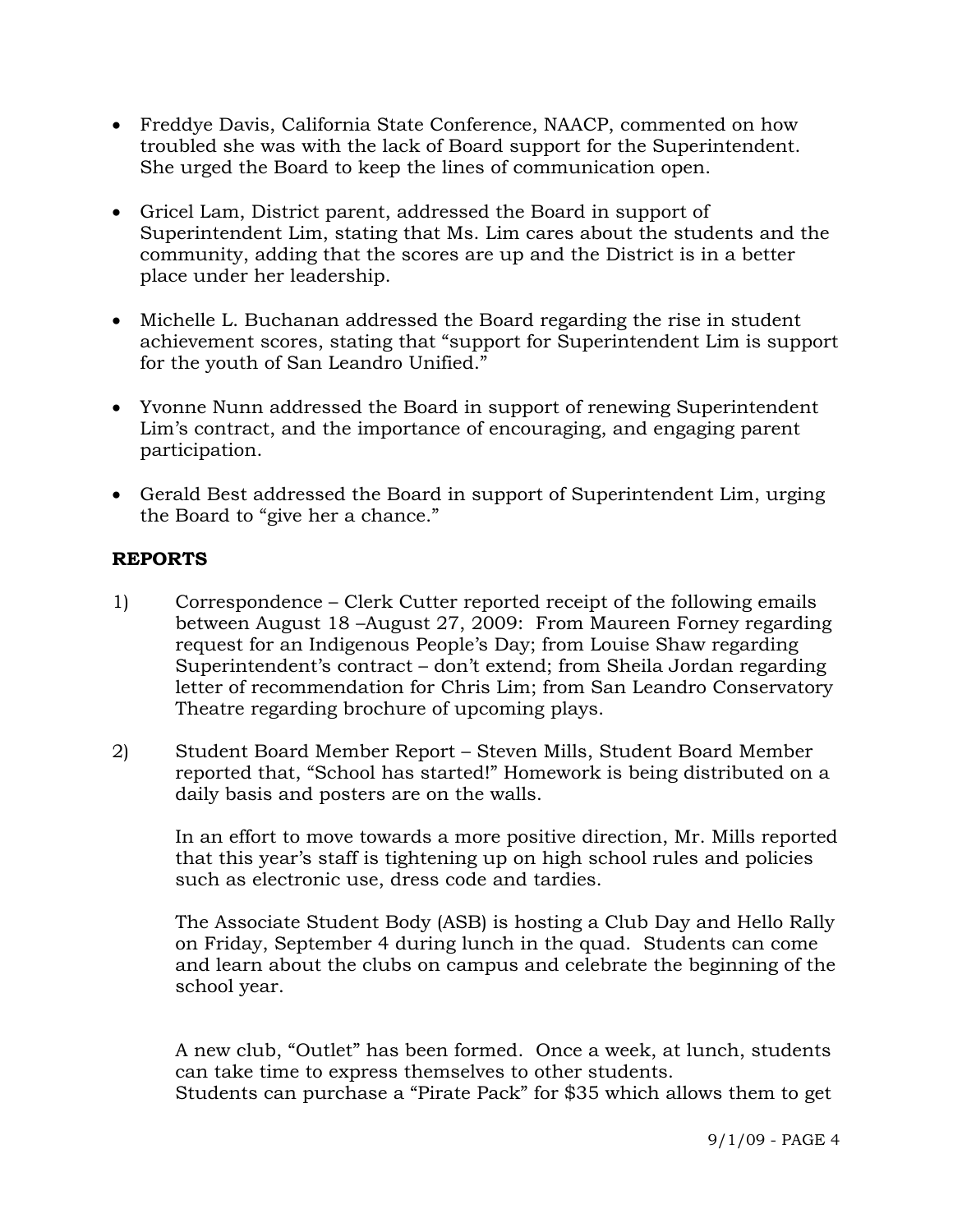- Freddye Davis, California State Conference, NAACP, commented on how troubled she was with the lack of Board support for the Superintendent. She urged the Board to keep the lines of communication open.

- Gricel Lam, District parent, addressed the Board in support of Superintendent Lim, stating that Ms. Lim cares about the students and the community, adding that the scores are up and the District is in a better place under her leadership.

- Michelle L. Buchanan addressed the Board regarding the rise in student achievement scores, stating that "support for Superintendent Lim is support for the youth of San Leandro Unified."

- Yvonne Nunn addressed the Board in support of renewing Superintendent Lim's contract, and the importance of encouraging, and engaging parent participation.

- Gerald Best addressed the Board in support of Superintendent Lim, urging the Board to "give her a chance."

**REPORTS**

1) Correspondence – Clerk Cutter reported receipt of the following emails between August 18 –August 27, 2009: From Maureen Forney regarding request for an Indigenous People's Day; from Louise Shaw regarding Superintendent's contract – don't extend; from Sheila Jordan regarding letter of recommendation for Chris Lim; from San Leandro Conservatory Theatre regarding brochure of upcoming plays.

2) Student Board Member Report – Steven Mills, Student Board Member reported that, "School has started!" Homework is being distributed on a daily basis and posters are on the walls.

   In an effort to move towards a more positive direction, Mr. Mills reported that this year's staff is tightening up on high school rules and policies such as electronic use, dress code and tardies.

   The Associate Student Body (ASB) is hosting a Club Day and Hello Rally on Friday, September 4 during lunch in the quad. Students can come and learn about the clubs on campus and celebrate the beginning of the school year.

   A new club, "Outlet" has been formed. Once a week, at lunch, students can take time to express themselves to other students.
   Students can purchase a "Pirate Pack" for $35 which allows them to get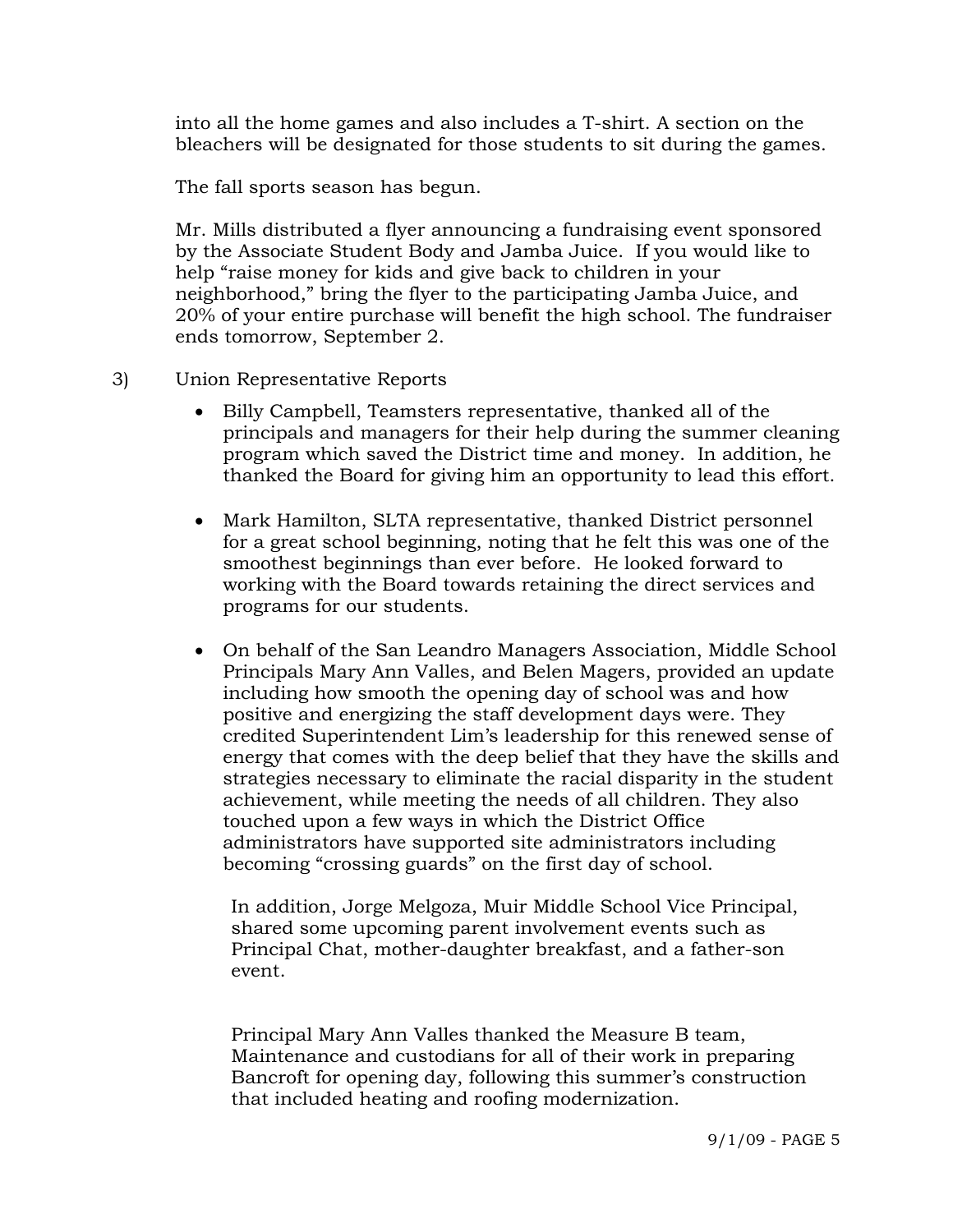into all the home games and also includes a T-shirt. A section on the bleachers will be designated for those students to sit during the games.

The fall sports season has begun.

Mr. Mills distributed a flyer announcing a fundraising event sponsored by the Associate Student Body and Jamba Juice. If you would like to help "raise money for kids and give back to children in your neighborhood," bring the flyer to the participating Jamba Juice, and 20% of your entire purchase will benefit the high school. The fundraiser ends tomorrow, September 2.

3) Union Representative Reports

- Billy Campbell, Teamsters representative, thanked all of the principals and managers for their help during the summer cleaning program which saved the District time and money. In addition, he thanked the Board for giving him an opportunity to lead this effort.

- Mark Hamilton, SLTA representative, thanked District personnel for a great school beginning, noting that he felt this was one of the smoothest beginnings than ever before. He looked forward to working with the Board towards retaining the direct services and programs for our students.

- On behalf of the San Leandro Managers Association, Middle School Principals Mary Ann Valles, and Belen Magers, provided an update including how smooth the opening day of school was and how positive and energizing the staff development days were. They credited Superintendent Lim's leadership for this renewed sense of energy that comes with the deep belief that they have the skills and strategies necessary to eliminate the racial disparity in the student achievement, while meeting the needs of all children. They also touched upon a few ways in which the District Office administrators have supported site administrators including becoming "crossing guards" on the first day of school.

  In addition, Jorge Melgoza, Muir Middle School Vice Principal, shared some upcoming parent involvement events such as Principal Chat, mother-daughter breakfast, and a father-son event.

  Principal Mary Ann Valles thanked the Measure B team, Maintenance and custodians for all of their work in preparing Bancroft for opening day, following this summer's construction that included heating and roofing modernization.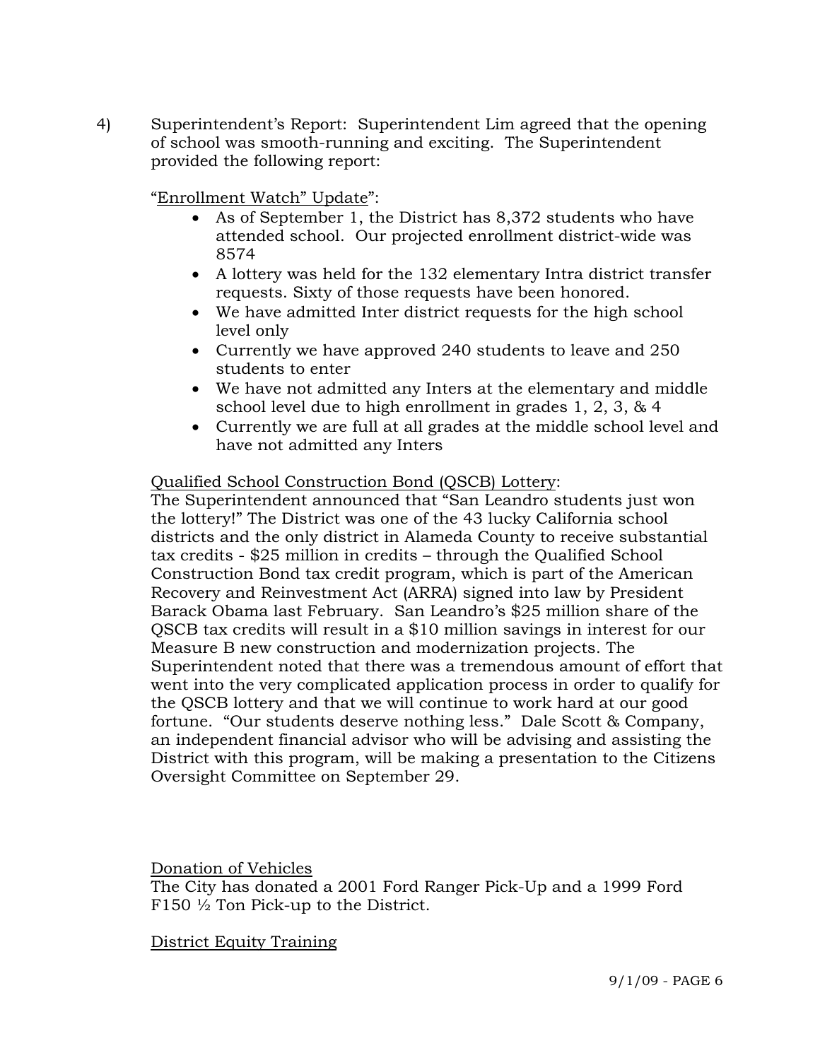4) Superintendent's Report: Superintendent Lim agreed that the opening of school was smooth-running and exciting. The Superintendent provided the following report:

"Enrollment Watch" Update":

- As of September 1, the District has 8,372 students who have attended school. Our projected enrollment district-wide was 8574
- A lottery was held for the 132 elementary Intra district transfer requests. Sixty of those requests have been honored.
- We have admitted Inter district requests for the high school level only
- Currently we have approved 240 students to leave and 250 students to enter
- We have not admitted any Inters at the elementary and middle school level due to high enrollment in grades 1, 2, 3, & 4
- Currently we are full at all grades at the middle school level and have not admitted any Inters

Qualified School Construction Bond (QSCB) Lottery:

The Superintendent announced that "San Leandro students just won the lottery!" The District was one of the 43 lucky California school districts and the only district in Alameda County to receive substantial tax credits - $25 million in credits – through the Qualified School Construction Bond tax credit program, which is part of the American Recovery and Reinvestment Act (ARRA) signed into law by President Barack Obama last February. San Leandro's $25 million share of the QSCB tax credits will result in a $10 million savings in interest for our Measure B new construction and modernization projects. The Superintendent noted that there was a tremendous amount of effort that went into the very complicated application process in order to qualify for the QSCB lottery and that we will continue to work hard at our good fortune. "Our students deserve nothing less." Dale Scott & Company, an independent financial advisor who will be advising and assisting the District with this program, will be making a presentation to the Citizens Oversight Committee on September 29.

Donation of Vehicles

The City has donated a 2001 Ford Ranger Pick-Up and a 1999 Ford F150 ½ Ton Pick-up to the District.

District Equity Training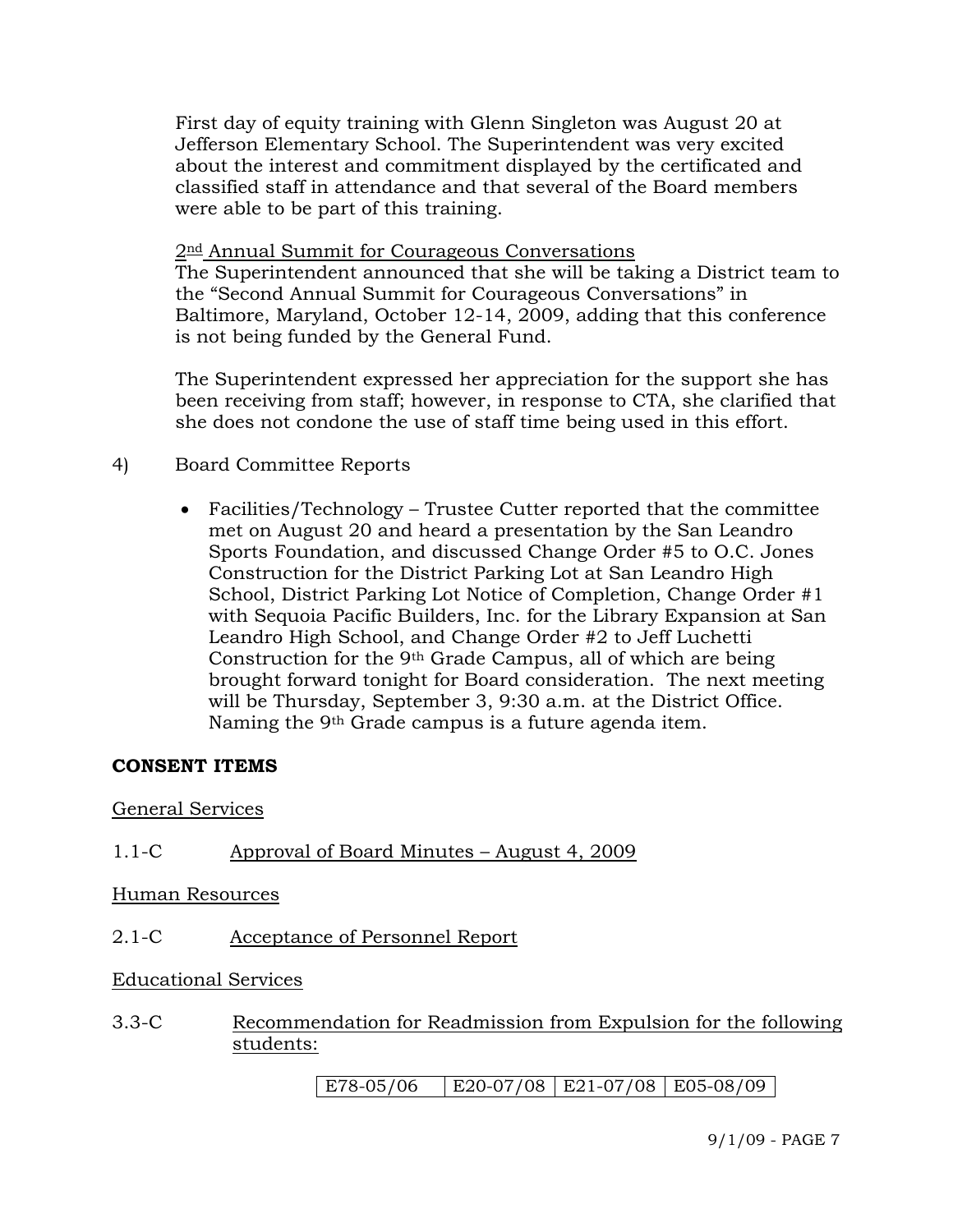First day of equity training with Glenn Singleton was August 20 at Jefferson Elementary School. The Superintendent was very excited about the interest and commitment displayed by the certificated and classified staff in attendance and that several of the Board members were able to be part of this training.

2nd Annual Summit for Courageous Conversations

The Superintendent announced that she will be taking a District team to the "Second Annual Summit for Courageous Conversations" in Baltimore, Maryland, October 12-14, 2009, adding that this conference is not being funded by the General Fund.

The Superintendent expressed her appreciation for the support she has been receiving from staff; however, in response to CTA, she clarified that she does not condone the use of staff time being used in this effort.

4) Board Committee Reports

- Facilities/Technology – Trustee Cutter reported that the committee met on August 20 and heard a presentation by the San Leandro Sports Foundation, and discussed Change Order #5 to O.C. Jones Construction for the District Parking Lot at San Leandro High School, District Parking Lot Notice of Completion, Change Order #1 with Sequoia Pacific Builders, Inc. for the Library Expansion at San Leandro High School, and Change Order #2 to Jeff Luchetti Construction for the 9th Grade Campus, all of which are being brought forward tonight for Board consideration. The next meeting will be Thursday, September 3, 9:30 a.m. at the District Office. Naming the 9th Grade campus is a future agenda item.

**CONSENT ITEMS**

General Services

1.1-C Approval of Board Minutes – August 4, 2009

Human Resources

2.1-C Acceptance of Personnel Report

Educational Services

3.3-C Recommendation for Readmission from Expulsion for the following students:

| E78-05/06 | E20-07/08 | E21-07/08 | E05-08/09 |
|---|---|---|---|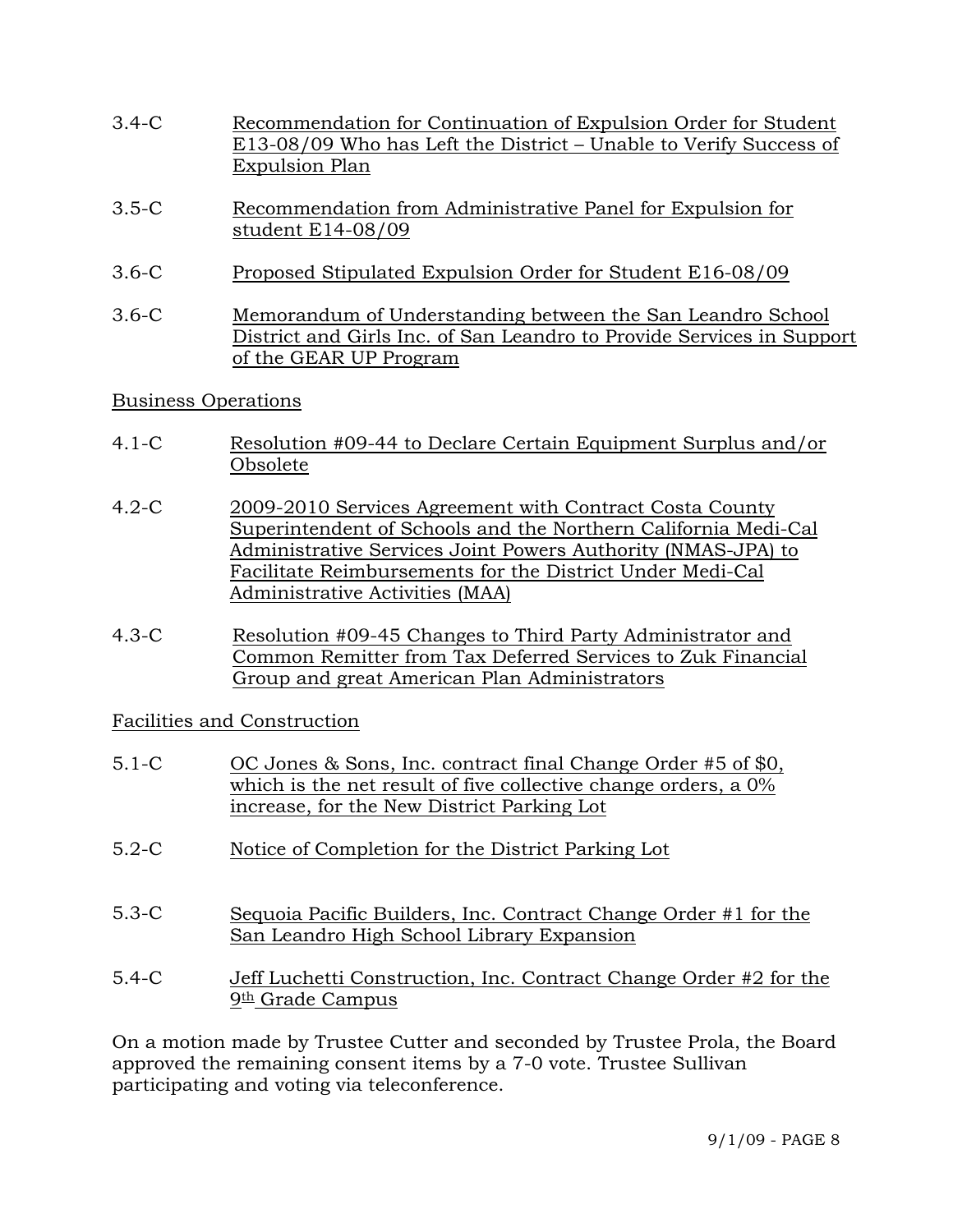3.4-C Recommendation for Continuation of Expulsion Order for Student E13-08/09 Who has Left the District – Unable to Verify Success of Expulsion Plan

3.5-C Recommendation from Administrative Panel for Expulsion for student E14-08/09

3.6-C Proposed Stipulated Expulsion Order for Student E16-08/09

3.6-C Memorandum of Understanding between the San Leandro School District and Girls Inc. of San Leandro to Provide Services in Support of the GEAR UP Program

Business Operations

4.1-C Resolution #09-44 to Declare Certain Equipment Surplus and/or Obsolete

4.2-C 2009-2010 Services Agreement with Contract Costa County Superintendent of Schools and the Northern California Medi-Cal Administrative Services Joint Powers Authority (NMAS-JPA) to Facilitate Reimbursements for the District Under Medi-Cal Administrative Activities (MAA)

4.3-C Resolution #09-45 Changes to Third Party Administrator and Common Remitter from Tax Deferred Services to Zuk Financial Group and great American Plan Administrators

Facilities and Construction

5.1-C OC Jones & Sons, Inc. contract final Change Order #5 of $0, which is the net result of five collective change orders, a 0% increase, for the New District Parking Lot

5.2-C Notice of Completion for the District Parking Lot

5.3-C Sequoia Pacific Builders, Inc. Contract Change Order #1 for the San Leandro High School Library Expansion

5.4-C Jeff Luchetti Construction, Inc. Contract Change Order #2 for the 9th Grade Campus

On a motion made by Trustee Cutter and seconded by Trustee Prola, the Board approved the remaining consent items by a 7-0 vote. Trustee Sullivan participating and voting via teleconference.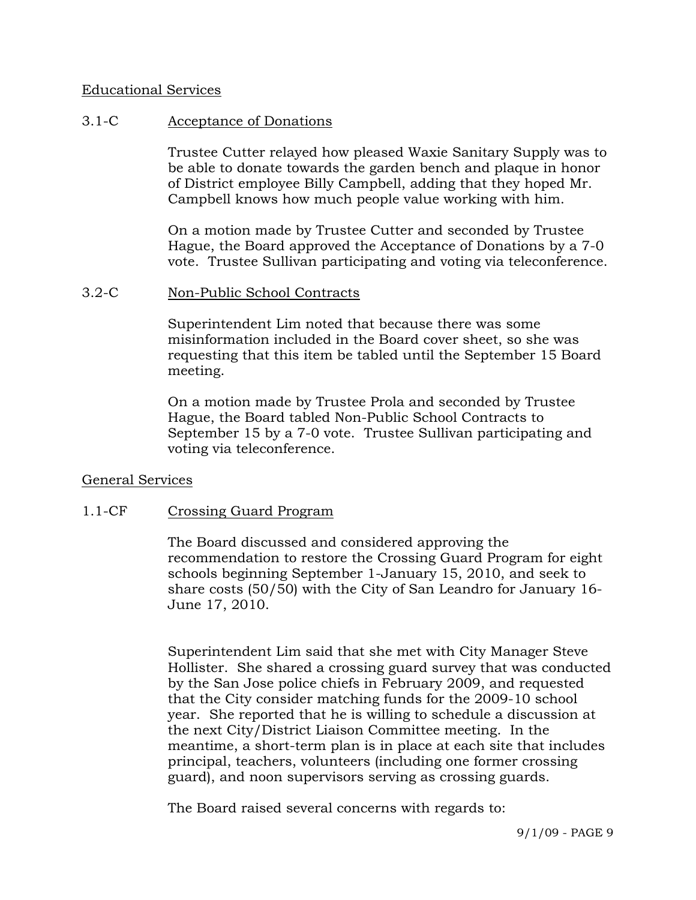Educational Services

3.1-C Acceptance of Donations

Trustee Cutter relayed how pleased Waxie Sanitary Supply was to be able to donate towards the garden bench and plaque in honor of District employee Billy Campbell, adding that they hoped Mr. Campbell knows how much people value working with him.

On a motion made by Trustee Cutter and seconded by Trustee Hague, the Board approved the Acceptance of Donations by a 7-0 vote. Trustee Sullivan participating and voting via teleconference.

3.2-C Non-Public School Contracts

Superintendent Lim noted that because there was some misinformation included in the Board cover sheet, so she was requesting that this item be tabled until the September 15 Board meeting.

On a motion made by Trustee Prola and seconded by Trustee Hague, the Board tabled Non-Public School Contracts to September 15 by a 7-0 vote. Trustee Sullivan participating and voting via teleconference.

General Services

1.1-CF Crossing Guard Program

The Board discussed and considered approving the recommendation to restore the Crossing Guard Program for eight schools beginning September 1-January 15, 2010, and seek to share costs (50/50) with the City of San Leandro for January 16-June 17, 2010.

Superintendent Lim said that she met with City Manager Steve Hollister. She shared a crossing guard survey that was conducted by the San Jose police chiefs in February 2009, and requested that the City consider matching funds for the 2009-10 school year. She reported that he is willing to schedule a discussion at the next City/District Liaison Committee meeting. In the meantime, a short-term plan is in place at each site that includes principal, teachers, volunteers (including one former crossing guard), and noon supervisors serving as crossing guards.

The Board raised several concerns with regards to: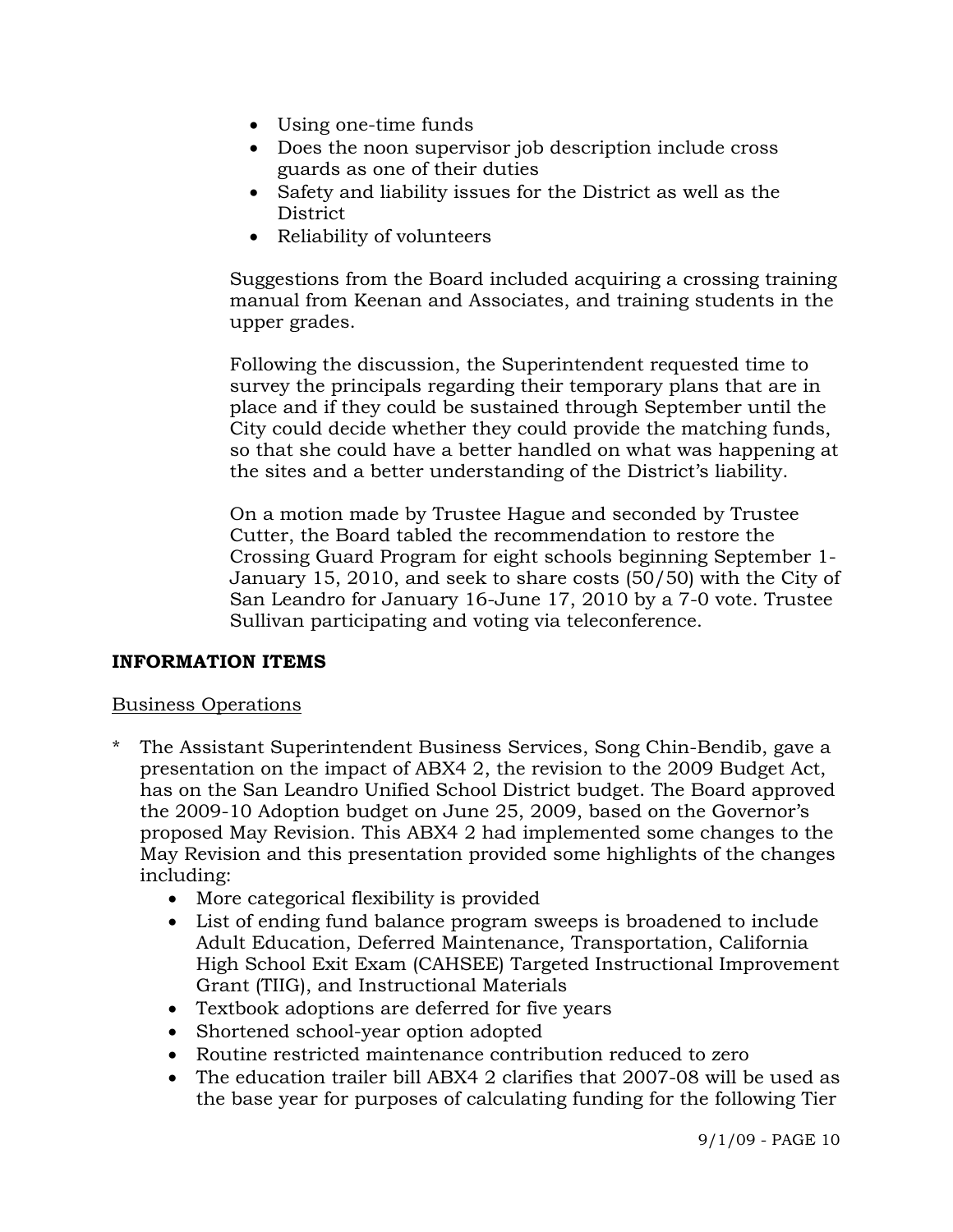- Using one-time funds
- Does the noon supervisor job description include cross guards as one of their duties
- Safety and liability issues for the District as well as the District
- Reliability of volunteers

Suggestions from the Board included acquiring a crossing training manual from Keenan and Associates, and training students in the upper grades.

Following the discussion, the Superintendent requested time to survey the principals regarding their temporary plans that are in place and if they could be sustained through September until the City could decide whether they could provide the matching funds, so that she could have a better handled on what was happening at the sites and a better understanding of the District's liability.

On a motion made by Trustee Hague and seconded by Trustee Cutter, the Board tabled the recommendation to restore the Crossing Guard Program for eight schools beginning September 1-January 15, 2010, and seek to share costs (50/50) with the City of San Leandro for January 16-June 17, 2010 by a 7-0 vote. Trustee Sullivan participating and voting via teleconference.

**INFORMATION ITEMS**

Business Operations

* The Assistant Superintendent Business Services, Song Chin-Bendib, gave a presentation on the impact of ABX4 2, the revision to the 2009 Budget Act, has on the San Leandro Unified School District budget. The Board approved the 2009-10 Adoption budget on June 25, 2009, based on the Governor's proposed May Revision. This ABX4 2 had implemented some changes to the May Revision and this presentation provided some highlights of the changes including:
  - More categorical flexibility is provided
  - List of ending fund balance program sweeps is broadened to include Adult Education, Deferred Maintenance, Transportation, California High School Exit Exam (CAHSEE) Targeted Instructional Improvement Grant (TIIG), and Instructional Materials
  - Textbook adoptions are deferred for five years
  - Shortened school-year option adopted
  - Routine restricted maintenance contribution reduced to zero
  - The education trailer bill ABX4 2 clarifies that 2007-08 will be used as the base year for purposes of calculating funding for the following Tier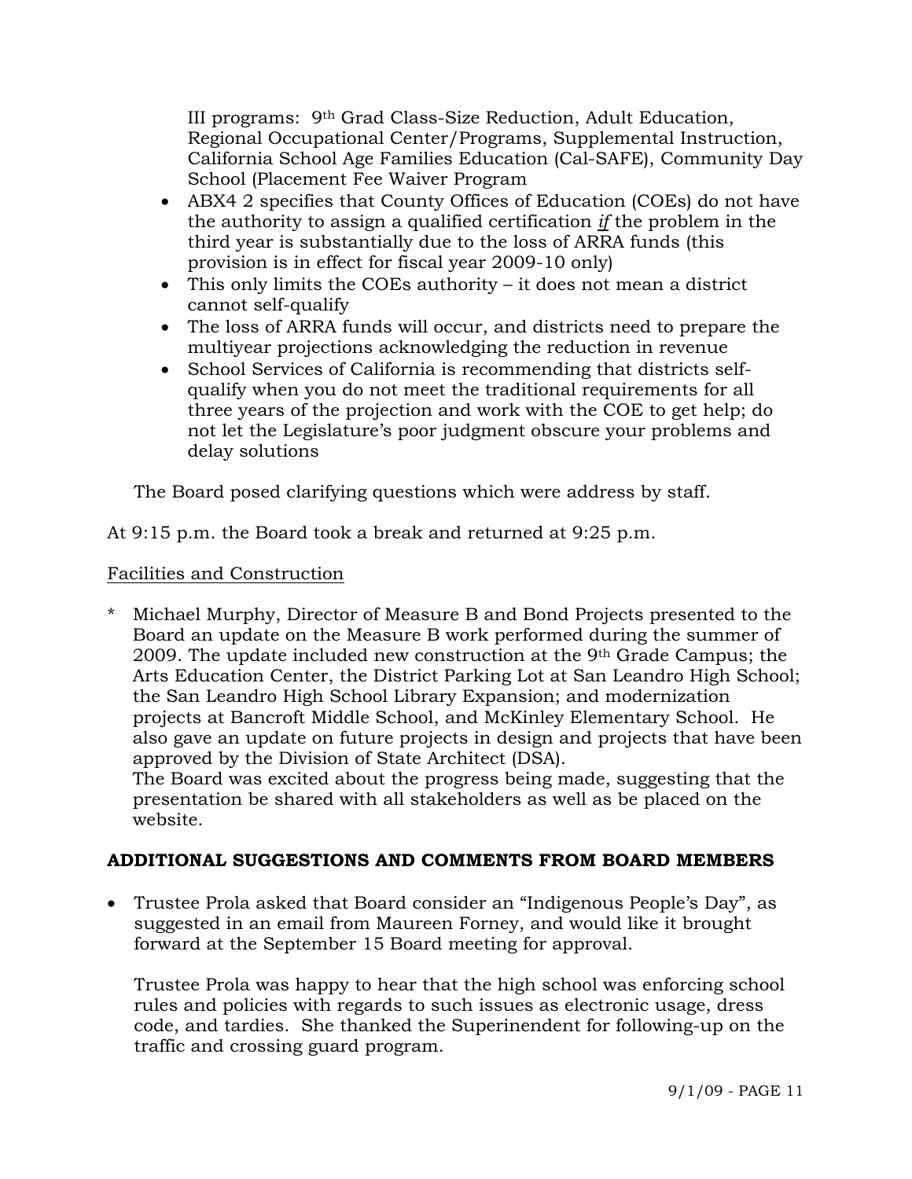III programs: 9th Grad Class-Size Reduction, Adult Education, Regional Occupational Center/Programs, Supplemental Instruction, California School Age Families Education (Cal-SAFE), Community Day School (Placement Fee Waiver Program

- ABX4 2 specifies that County Offices of Education (COEs) do not have the authority to assign a qualified certification *if* the problem in the third year is substantially due to the loss of ARRA funds (this provision is in effect for fiscal year 2009-10 only)
- This only limits the COEs authority – it does not mean a district cannot self-qualify
- The loss of ARRA funds will occur, and districts need to prepare the multiyear projections acknowledging the reduction in revenue
- School Services of California is recommending that districts self-qualify when you do not meet the traditional requirements for all three years of the projection and work with the COE to get help; do not let the Legislature's poor judgment obscure your problems and delay solutions

The Board posed clarifying questions which were address by staff.

At 9:15 p.m. the Board took a break and returned at 9:25 p.m.

Facilities and Construction

\* Michael Murphy, Director of Measure B and Bond Projects presented to the Board an update on the Measure B work performed during the summer of 2009. The update included new construction at the 9th Grade Campus; the Arts Education Center, the District Parking Lot at San Leandro High School; the San Leandro High School Library Expansion; and modernization projects at Bancroft Middle School, and McKinley Elementary School. He also gave an update on future projects in design and projects that have been approved by the Division of State Architect (DSA).
The Board was excited about the progress being made, suggesting that the presentation be shared with all stakeholders as well as be placed on the website.

**ADDITIONAL SUGGESTIONS AND COMMENTS FROM BOARD MEMBERS**

- Trustee Prola asked that Board consider an "Indigenous People's Day", as suggested in an email from Maureen Forney, and would like it brought forward at the September 15 Board meeting for approval.

  Trustee Prola was happy to hear that the high school was enforcing school rules and policies with regards to such issues as electronic usage, dress code, and tardies. She thanked the Superinendent for following-up on the traffic and crossing guard program.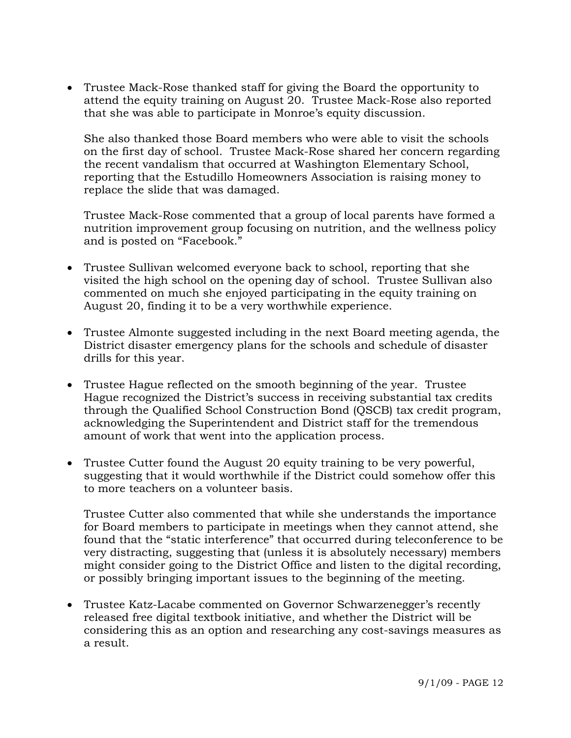- Trustee Mack-Rose thanked staff for giving the Board the opportunity to attend the equity training on August 20. Trustee Mack-Rose also reported that she was able to participate in Monroe's equity discussion.

  She also thanked those Board members who were able to visit the schools on the first day of school. Trustee Mack-Rose shared her concern regarding the recent vandalism that occurred at Washington Elementary School, reporting that the Estudillo Homeowners Association is raising money to replace the slide that was damaged.

  Trustee Mack-Rose commented that a group of local parents have formed a nutrition improvement group focusing on nutrition, and the wellness policy and is posted on "Facebook."

- Trustee Sullivan welcomed everyone back to school, reporting that she visited the high school on the opening day of school. Trustee Sullivan also commented on much she enjoyed participating in the equity training on August 20, finding it to be a very worthwhile experience.

- Trustee Almonte suggested including in the next Board meeting agenda, the District disaster emergency plans for the schools and schedule of disaster drills for this year.

- Trustee Hague reflected on the smooth beginning of the year. Trustee Hague recognized the District's success in receiving substantial tax credits through the Qualified School Construction Bond (QSCB) tax credit program, acknowledging the Superintendent and District staff for the tremendous amount of work that went into the application process.

- Trustee Cutter found the August 20 equity training to be very powerful, suggesting that it would worthwhile if the District could somehow offer this to more teachers on a volunteer basis.

  Trustee Cutter also commented that while she understands the importance for Board members to participate in meetings when they cannot attend, she found that the "static interference" that occurred during teleconference to be very distracting, suggesting that (unless it is absolutely necessary) members might consider going to the District Office and listen to the digital recording, or possibly bringing important issues to the beginning of the meeting.

- Trustee Katz-Lacabe commented on Governor Schwarzenegger's recently released free digital textbook initiative, and whether the District will be considering this as an option and researching any cost-savings measures as a result.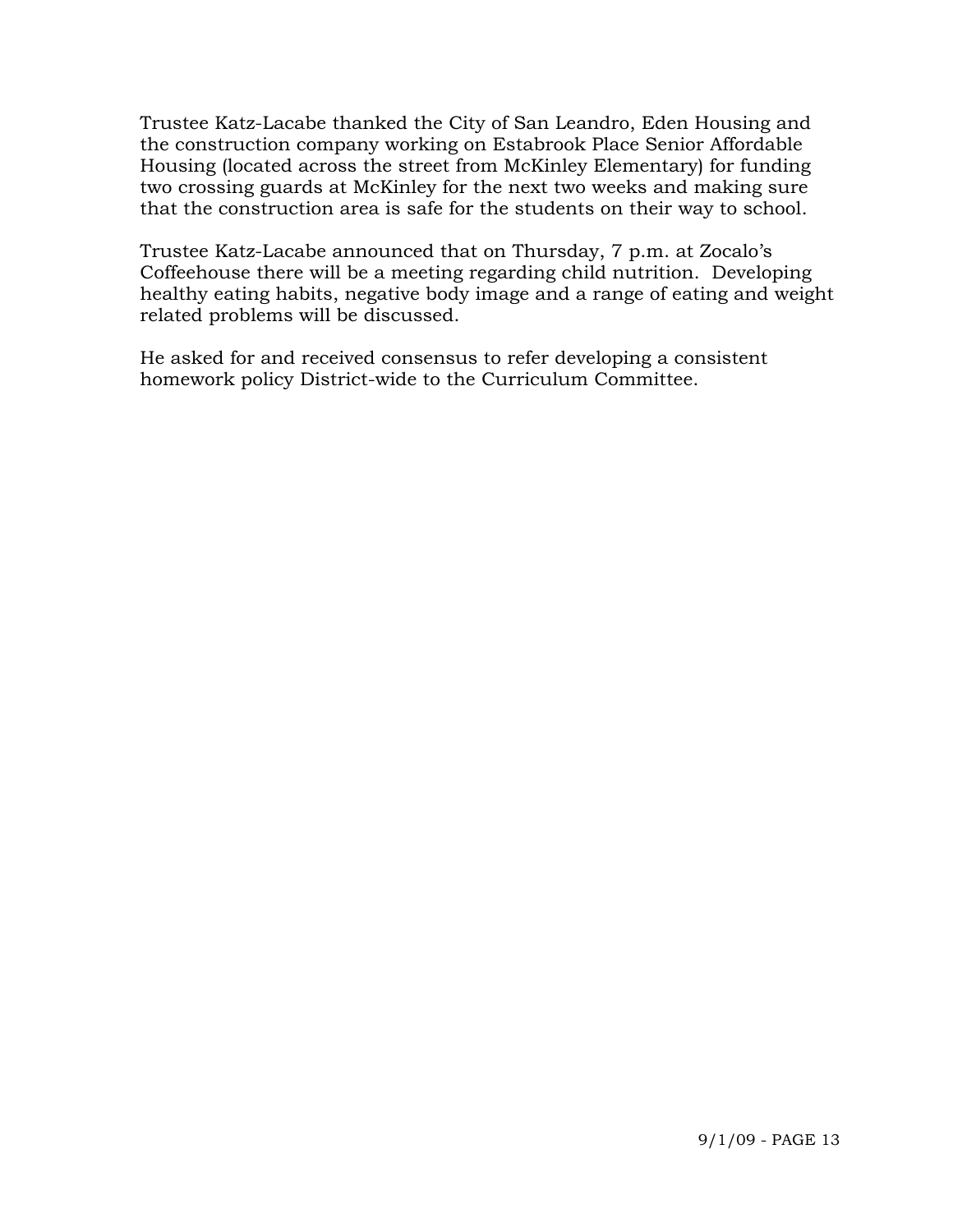Trustee Katz-Lacabe thanked the City of San Leandro, Eden Housing and the construction company working on Estabrook Place Senior Affordable Housing (located across the street from McKinley Elementary) for funding two crossing guards at McKinley for the next two weeks and making sure that the construction area is safe for the students on their way to school.

Trustee Katz-Lacabe announced that on Thursday, 7 p.m. at Zocalo's Coffeehouse there will be a meeting regarding child nutrition. Developing healthy eating habits, negative body image and a range of eating and weight related problems will be discussed.

He asked for and received consensus to refer developing a consistent homework policy District-wide to the Curriculum Committee.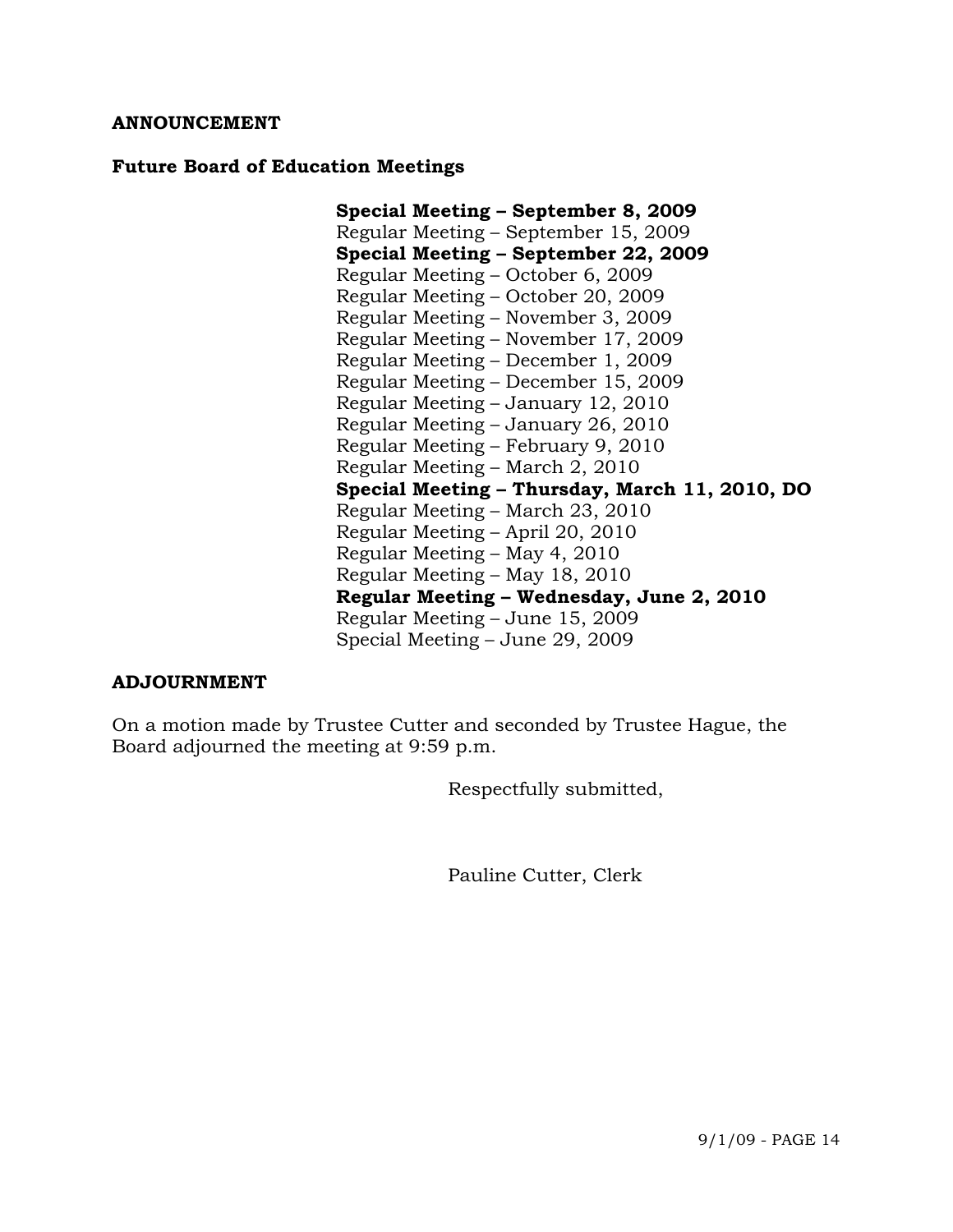**ANNOUNCEMENT**

**Future Board of Education Meetings**

**Special Meeting – September 8, 2009**
Regular Meeting – September 15, 2009
**Special Meeting – September 22, 2009**
Regular Meeting – October 6, 2009
Regular Meeting – October 20, 2009
Regular Meeting – November 3, 2009
Regular Meeting – November 17, 2009
Regular Meeting – December 1, 2009
Regular Meeting – December 15, 2009
Regular Meeting – January 12, 2010
Regular Meeting – January 26, 2010
Regular Meeting – February 9, 2010
Regular Meeting – March 2, 2010
**Special Meeting – Thursday, March 11, 2010, DO**
Regular Meeting – March 23, 2010
Regular Meeting – April 20, 2010
Regular Meeting – May 4, 2010
Regular Meeting – May 18, 2010
**Regular Meeting – Wednesday, June 2, 2010**
Regular Meeting – June 15, 2009
Special Meeting – June 29, 2009

**ADJOURNMENT**

On a motion made by Trustee Cutter and seconded by Trustee Hague, the Board adjourned the meeting at 9:59 p.m.

Respectfully submitted,

Pauline Cutter, Clerk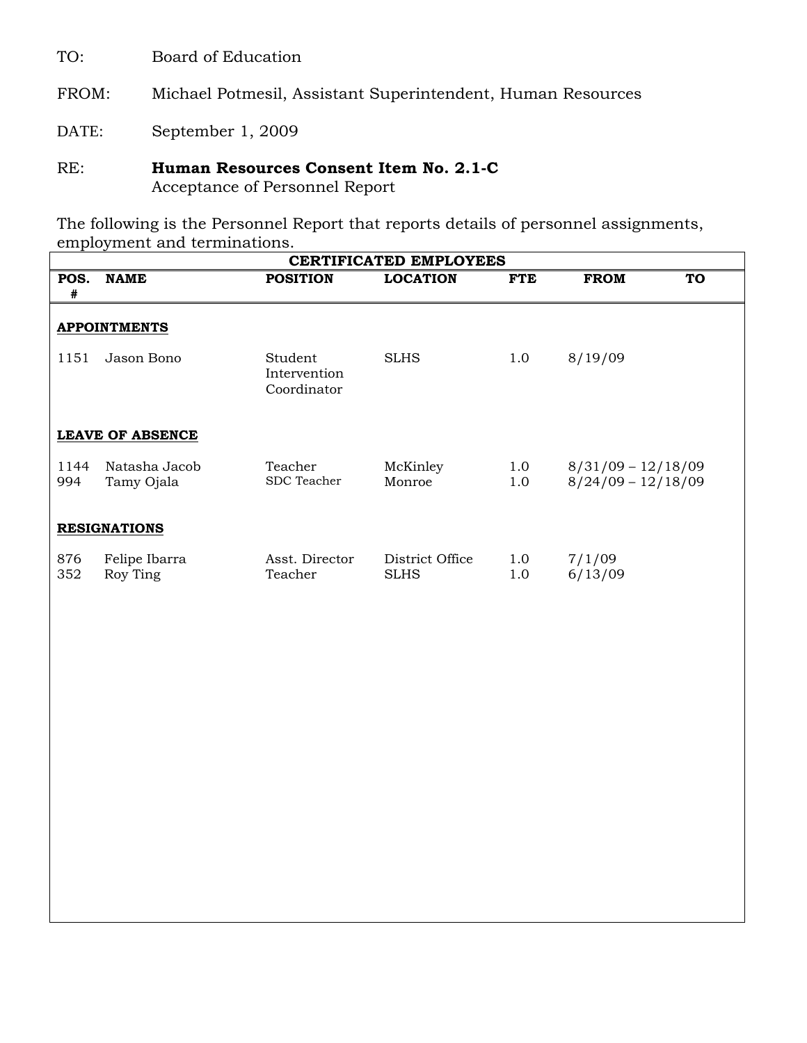TO: Board of Education

FROM: Michael Potmesil, Assistant Superintendent, Human Resources

DATE: September 1, 2009

RE: **Human Resources Consent Item No. 2.1-C**
Acceptance of Personnel Report

The following is the Personnel Report that reports details of personnel assignments, employment and terminations.

| CERTIFICATED EMPLOYEES | | | | | | |
|---|---|---|---|---|---|---|
| **POS. #** | **NAME** | **POSITION** | **LOCATION** | **FTE** | **FROM** | **TO** |
| **APPOINTMENTS** | | | | | | |
| 1151 | Jason Bono | Student Intervention Coordinator | SLHS | 1.0 | 8/19/09 | |
| **LEAVE OF ABSENCE** | | | | | | |
| 1144 | Natasha Jacob | Teacher | McKinley | 1.0 | 8/31/09 – 12/18/09 | |
| 994 | Tamy Ojala | SDC Teacher | Monroe | 1.0 | 8/24/09 – 12/18/09 | |
| **RESIGNATIONS** | | | | | | |
| 876 | Felipe Ibarra | Asst. Director | District Office | 1.0 | 7/1/09 | |
| 352 | Roy Ting | Teacher | SLHS | 1.0 | 6/13/09 | |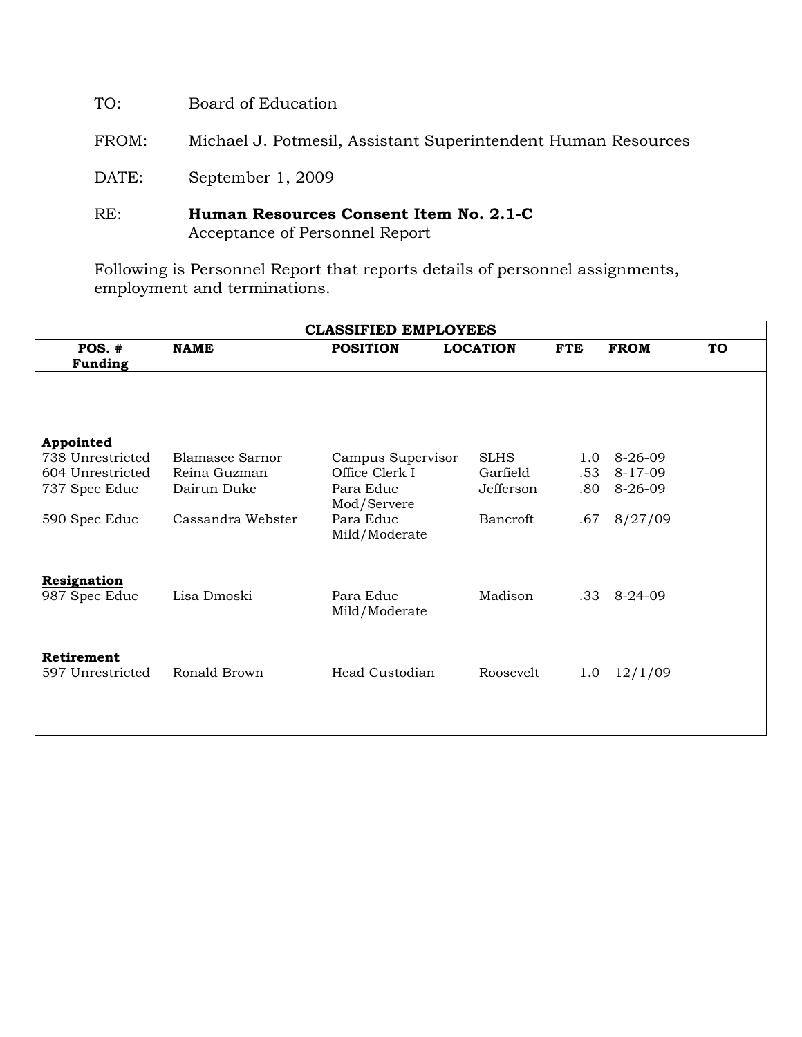TO: Board of Education

FROM: Michael J. Potmesil, Assistant Superintendent Human Resources

DATE: September 1, 2009

RE: **Human Resources Consent Item No. 2.1-C**
Acceptance of Personnel Report

Following is Personnel Report that reports details of personnel assignments, employment and terminations.

| CLASSIFIED EMPLOYEES | | | | | | |
|---|---|---|---|---|---|---|
| **POS. # Funding** | **NAME** | **POSITION** | **LOCATION** | **FTE** | **FROM** | **TO** |
| **Appointed** | | | | | | |
| 738 Unrestricted | Blamasee Sarnor | Campus Supervisor | SLHS | 1.0 | 8-26-09 | |
| 604 Unrestricted | Reina Guzman | Office Clerk I | Garfield | .53 | 8-17-09 | |
| 737 Spec Educ | Dairun Duke | Para Educ Mod/Servere | Jefferson | .80 | 8-26-09 | |
| 590 Spec Educ | Cassandra Webster | Para Educ Mild/Moderate | Bancroft | .67 | 8/27/09 | |
| **Resignation** | | | | | | |
| 987 Spec Educ | Lisa Dmoski | Para Educ Mild/Moderate | Madison | .33 | 8-24-09 | |
| **Retirement** | | | | | | |
| 597 Unrestricted | Ronald Brown | Head Custodian | Roosevelt | 1.0 | 12/1/09 | |